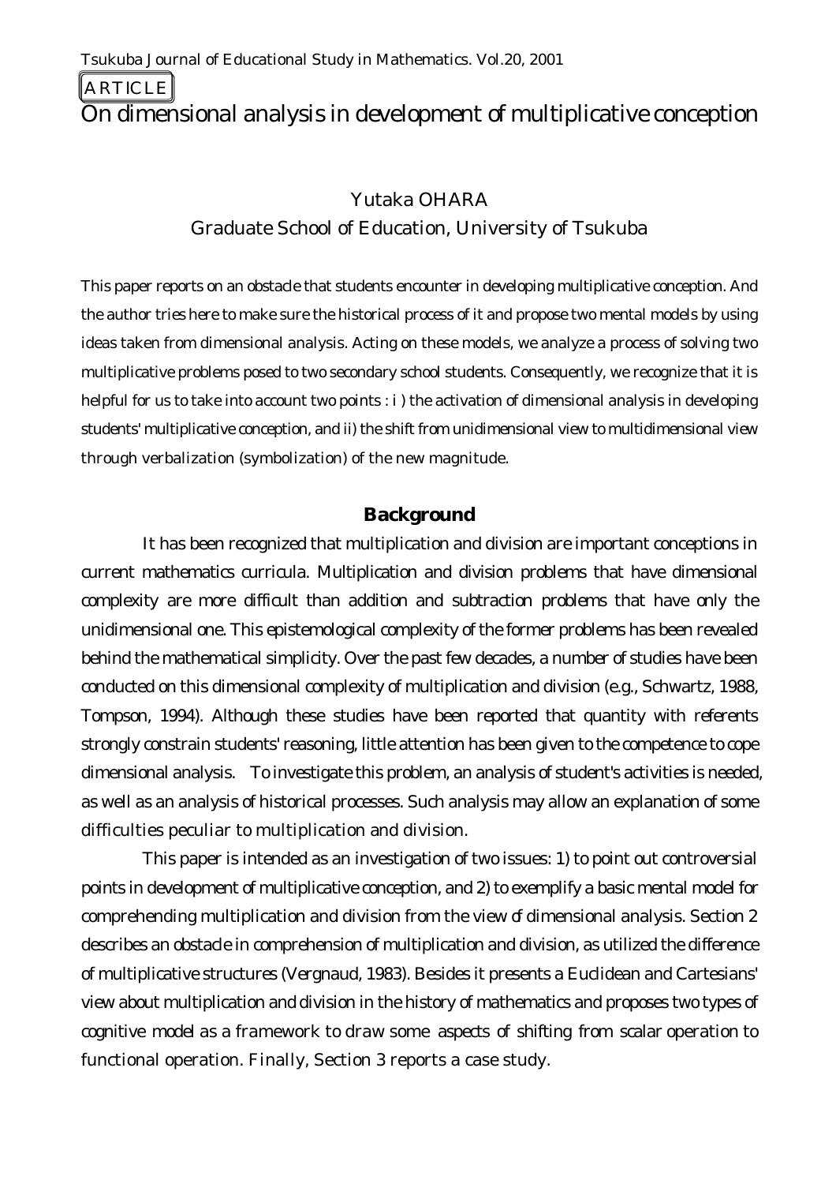ARTICLE

# On dimensional analysis in development of multiplicative conception

Yutaka OHARA

Graduate School of Education, University of Tsukuba

This paper reports on an obstacle that students encounter in developing multiplicative conception. And the author tries here to make sure the historical process of it and propose two mental models by using ideas taken from dimensional analysis. Acting on these models, we analyze a process of solving two multiplicative problems posed to two secondary school students. Consequently, we recognize that it is helpful for us to take into account two points : i ) the activation of dimensional analysis in developing students' multiplicative conception, and ii) the shift from unidimensional view to multidimensional view through verbalization (symbolization) of the new magnitude.

## Background

It has been recognized that multiplication and division are important conceptions in current mathematics curricula. Multiplication and division problems that have dimensional complexity are more difficult than addition and subtraction problems that have only the unidimensional one. This epistemological complexity of the former problems has been revealed behind the mathematical simplicity. Over the past few decades, a number of studies have been conducted on this dimensional complexity of multiplication and division (e.g., Schwartz, 1988, Tompson, 1994). Although these studies have been reported that quantity with referents strongly constrain students' reasoning, little attention has been given to the competence to cope dimensional analysis. To investigate this problem, an analysis of student's activities is needed, as well as an analysis of historical processes. Such analysis may allow an explanation of some difficulties peculiar to multiplication and division.

This paper is intended as an investigation of two issues: 1) to point out controversial points in development of multiplicative conception, and 2) to exemplify a basic mental model for comprehending multiplication and division from the view of dimensional analysis. Section 2 describes an obstacle in comprehension of multiplication and division, as utilized the difference of multiplicative structures (Vergnaud, 1983). Besides it presents a Euclidean and Cartesians' view about multiplication and division in the history of mathematics and proposes two types of cognitive model as a framework to draw some aspects of shifting from scalar operation to functional operation. Finally, Section 3 reports a case study.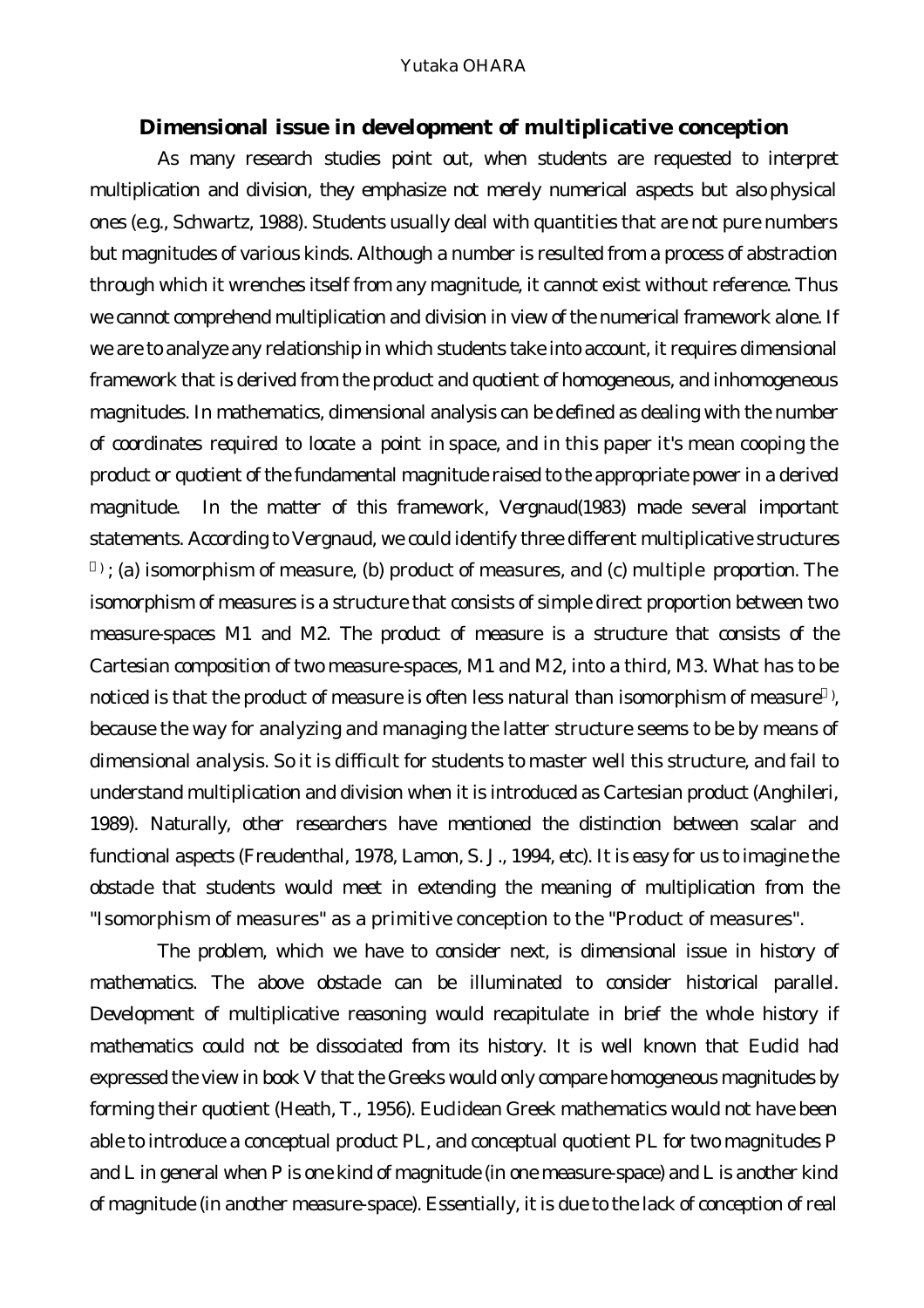## Dimensional issue in development of multiplicative conception

As many research studies point out, when students are requested to interpret multiplication and division, they emphasize not merely numerical aspects but also physical ones (e.g., Schwartz, 1988). Students usually deal with quantities that are not pure numbers but magnitudes of various kinds. Although a number is resulted from a process of abstraction through which it wrenches itself from any magnitude, it cannot exist without reference. Thus we cannot comprehend multiplication and division in view of the numerical framework alone. If we are to analyze any relationship in which students take into account, it requires dimensional framework that is derived from the product and quotient of homogeneous, and inhomogeneous magnitudes. In mathematics, dimensional analysis can be defined as dealing with the number of coordinates required to locate a point in space, and in this paper it's mean cooping the product or quotient of the fundamental magnitude raised to the appropriate power in a derived magnitude. In the matter of this framework, Vergnaud(1983) made several important statements. According to Vergnaud, we could identify three different multiplicative structures [ ] ; (a) isomorphism of measure, (b) product of measures, and (c) multiple proportion. The isomorphism of measures is a structure that consists of simple direct proportion between two measure-spaces M1 and M2. The product of measure is a structure that consists of the Cartesian composition of two measure-spaces, M1 and M2, into a third, M3. What has to be noticed is that the product of measure is often less natural than isomorphism of measure[ ], because the way for analyzing and managing the latter structure seems to be by means of dimensional analysis. So it is difficult for students to master well this structure, and fail to understand multiplication and division when it is introduced as Cartesian product (Anghileri, 1989). Naturally, other researchers have mentioned the distinction between scalar and functional aspects (Freudenthal, 1978, Lamon, S. J., 1994, etc). It is easy for us to imagine the obstacle that students would meet in extending the meaning of multiplication from the "Isomorphism of measures" as a primitive conception to the "Product of measures".

The problem, which we have to consider next, is dimensional issue in history of mathematics. The above obstacle can be illuminated to consider historical parallel. Development of multiplicative reasoning would recapitulate in brief the whole history if mathematics could not be dissociated from its history. It is well known that Euclid had expressed the view in book V that the Greeks would only compare homogeneous magnitudes by forming their quotient (Heath, T., 1956). Euclidean Greek mathematics would not have been able to introduce a conceptual product PL, and conceptual quotient PL for two magnitudes P and L in general when P is one kind of magnitude (in one measure-space) and L is another kind of magnitude (in another measure-space). Essentially, it is due to the lack of conception of real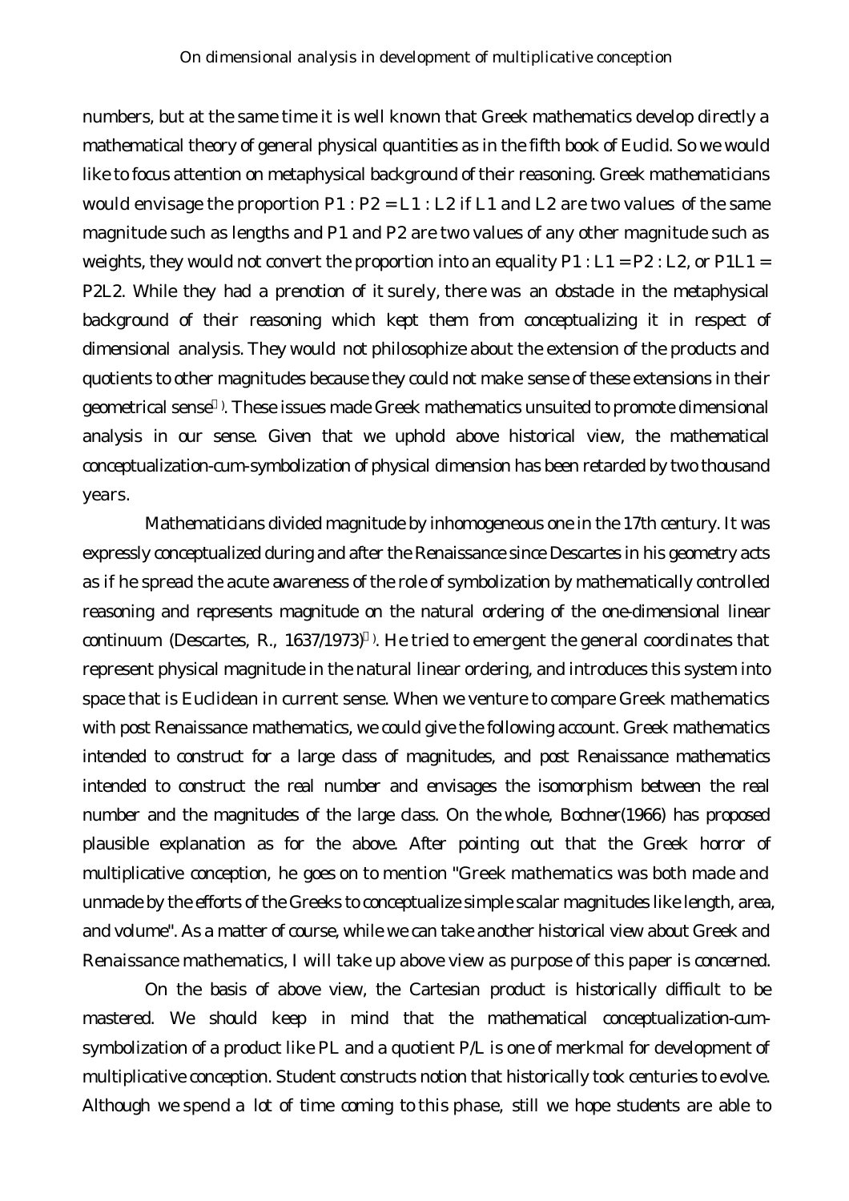numbers, but at the same time it is well known that Greek mathematics develop directly a mathematical theory of general physical quantities as in the fifth book of Euclid. So we would like to focus attention on metaphysical background of their reasoning. Greek mathematicians would envisage the proportion $P1 : P2 = L1 : L2$ if $L1$ and $L2$ are two values of the same magnitude such as lengths and $P1$ and $P2$ are two values of any other magnitude such as weights, they would not convert the proportion into an equality $P1 : L1 = P2 : L2$, or $P1L1 = P2L2$. While they had a prenotion of it surely, there was an obstacle in the metaphysical background of their reasoning which kept them from conceptualizing it in respect of dimensional analysis. They would not philosophize about the extension of the products and quotients to other magnitudes because they could not make sense of these extensions in their geometrical sense. These issues made Greek mathematics unsuited to promote dimensional analysis in our sense. Given that we uphold above historical view, the mathematical conceptualization-cum-symbolization of physical dimension has been retarded by two thousand years.

Mathematicians divided magnitude by inhomogeneous one in the 17th century. It was expressly conceptualized during and after the Renaissance since Descartes in his geometry acts as if he spread the acute awareness of the role of symbolization by mathematically controlled reasoning and represents magnitude on the natural ordering of the one-dimensional linear continuum (Descartes, R., 1637/1973). He tried to emergent the general coordinates that represent physical magnitude in the natural linear ordering, and introduces this system into space that is Euclidean in current sense. When we venture to compare Greek mathematics with post Renaissance mathematics, we could give the following account. Greek mathematics intended to construct for a large class of magnitudes, and post Renaissance mathematics intended to construct the real number and envisages the isomorphism between the real number and the magnitudes of the large class. On the whole, Bochner(1966) has proposed plausible explanation as for the above. After pointing out that the Greek horror of multiplicative conception, he goes on to mention "Greek mathematics was both made and unmade by the efforts of the Greeks to conceptualize simple scalar magnitudes like length, area, and volume". As a matter of course, while we can take another historical view about Greek and Renaissance mathematics, I will take up above view as purpose of this paper is concerned.

On the basis of above view, the Cartesian product is historically difficult to be mastered. We should keep in mind that the mathematical conceptualization-cum-symbolization of a product like $PL$ and a quotient $P/L$ is one of merkmal for development of multiplicative conception. Student constructs notion that historically took centuries to evolve. Although we spend a lot of time coming to this phase, still we hope students are able to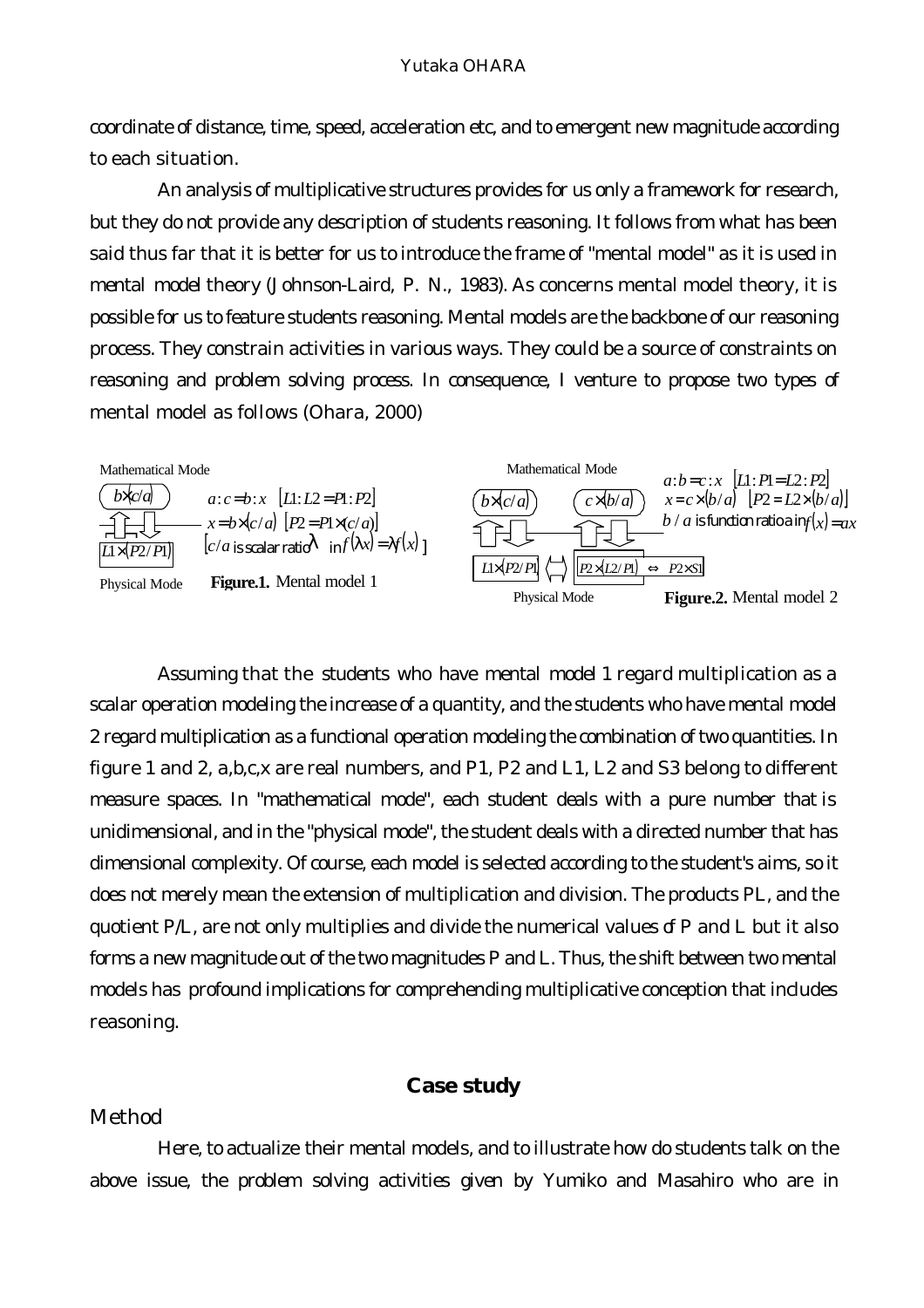coordinate of distance, time, speed, acceleration etc, and to emergent new magnitude according to each situation.

An analysis of multiplicative structures provides for us only a framework for research, but they do not provide any description of students reasoning. It follows from what has been said thus far that it is better for us to introduce the frame of "mental model" as it is used in mental model theory (Johnson-Laird, P. N., 1983). As concerns mental model theory, it is possible for us to feature students reasoning. Mental models are the backbone of our reasoning process. They constrain activities in various ways. They could be a source of constraints on reasoning and problem solving process. In consequence, I venture to propose two types of mental model as follows (Ohara, 2000)

Mathematical Mode

$b\times(c/a)$

$L1\times(P2/P1)$

Physical Mode

$a:c=b:x$ $[L1:L2=P1:P2]$

$x=b\times(c/a)$ $[P2=P1\times(c/a)]$

$[c/a$ is scalar ratio $\lambda$ in $f(\lambda x)=\lambda f(x)$ $]$

**Figure.1.** Mental model 1

Mathematical Mode

$b\times(c/a)$ $c\times(b/a)$

$L1\times(P2/P1)$ $\Longleftrightarrow$ $P2\times(L2/P1)$ $\Leftrightarrow$ $P2\times S1$

Physical Mode

$a:b=c:x$ $[L1:P1=L2:P2]$

$x=c\times(b/a)$ $[P2=L2\times(b/a)]$

$b/a$ is function ratio $a$ in $f(x)=ax$

**Figure.2.** Mental model 2

Assuming that the students who have mental model 1 regard multiplication as a scalar operation modeling the increase of a quantity, and the students who have mental model 2 regard multiplication as a functional operation modeling the combination of two quantities. In figure 1 and 2, a,b,c,x are real numbers, and P1, P2 and L1, L2 and S3 belong to different measure spaces. In "mathematical mode", each student deals with a pure number that is unidimensional, and in the "physical mode", the student deals with a directed number that has dimensional complexity. Of course, each model is selected according to the student's aims, so it does not merely mean the extension of multiplication and division. The products PL, and the quotient P/L, are not only multiplies and divide the numerical values of P and L but it also forms a new magnitude out of the two magnitudes P and L. Thus, the shift between two mental models has profound implications for comprehending multiplicative conception that includes reasoning.

## Case study

### Method

Here, to actualize their mental models, and to illustrate how do students talk on the above issue, the problem solving activities given by Yumiko and Masahiro who are in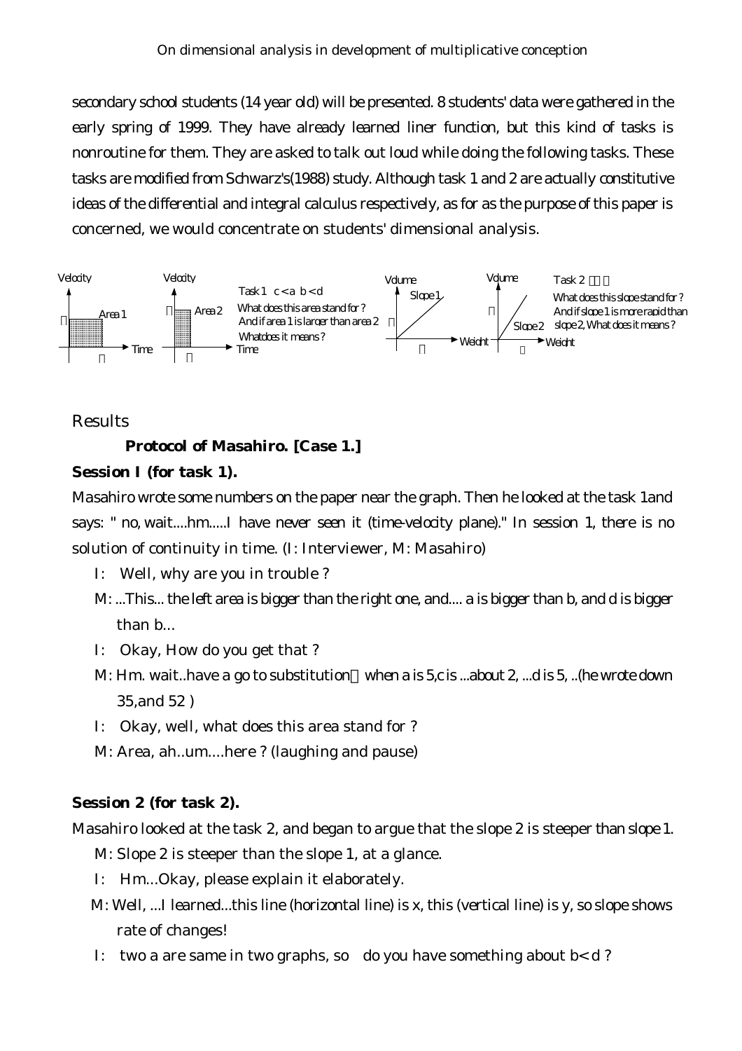secondary school students (14 year old) will be presented. 8 students' data were gathered in the early spring of 1999. They have already learned liner function, but this kind of tasks is nonroutine for them. They are asked to talk out loud while doing the following tasks. These tasks are modified from Schwarz's(1988) study. Although task 1 and 2 are actually constitutive ideas of the differential and integral calculus respectively, as for as the purpose of this paper is concerned, we would concentrate on students' dimensional analysis.

Task 1 $c < a$ $b < d$
What does this area stand for ?
And if area 1 is larger than area 2
What does it means ?

Task 2
What does this slope stand for ?
And if slope 1 is more rapid than slope 2, What does it means ?

## Results

### Protocol of Masahiro. [Case 1.]

**Session I (for task 1).**

Masahiro wrote some numbers on the paper near the graph. Then he looked at the task 1and says: " no, wait....hm.....I have never seen it (time-velocity plane)." In session 1, there is no solution of continuity in time. (I: Interviewer, M: Masahiro)

I: Well, why are you in trouble ?

M: ...This... the left area is bigger than the right one, and.... a is bigger than b, and d is bigger than b...

I: Okay, How do you get that ?

M: Hm. wait..have a go to substitution when a is 5,c is ...about 2, ...d is 5, ..(he wrote down 35,and 52 )

I: Okay, well, what does this area stand for ?

M: Area, ah..um....here ? (laughing and pause)

**Session 2 (for task 2).**

Masahiro looked at the task 2, and began to argue that the slope 2 is steeper than slope 1.

M: Slope 2 is steeper than the slope 1, at a glance.

I: Hm...Okay, please explain it elaborately.

M: Well, ...I learned...this line (horizontal line) is x, this (vertical line) is y, so slope shows rate of changes!

I: two a are same in two graphs, so do you have something about $b < d$ ?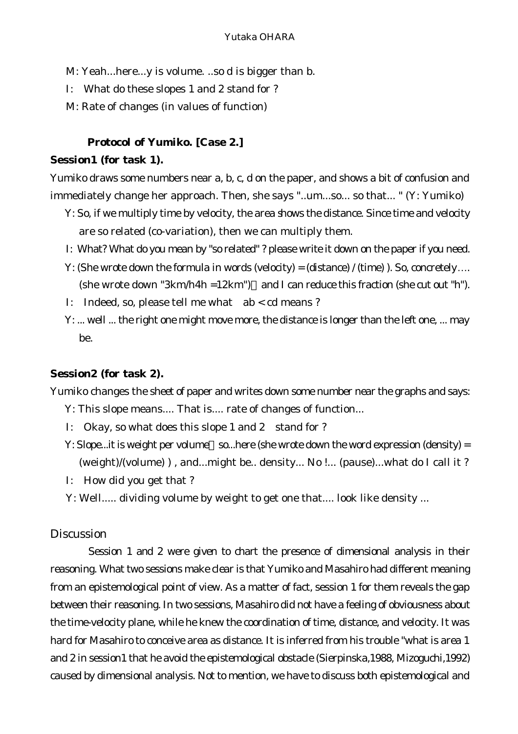M: Yeah...here...y is volume. ..so d is bigger than b.

I: What do these slopes 1 and 2 stand for ?

M: Rate of changes (in values of function)

**Protocol of Yumiko. [Case 2.]**

**Session1 (for task 1).**

Yumiko draws some numbers near a, b, c, d on the paper, and shows a bit of confusion and immediately change her approach. Then, she says "..um...so... so that... " (Y: Yumiko)

Y: So, if we multiply time by velocity, the area shows the distance. Since time and velocity are so related (co-variation), then we can multiply them.

I: What? What do you mean by "so related" ? please write it down on the paper if you need.

Y: (She wrote down the formula in words (velocity) = (distance) / (time) ). So, concretely…. (she wrote down "3km/h4h =12km") and I can reduce this fraction (she cut out "h").

I: Indeed, so, please tell me what ab < cd means ?

Y: ... well ... the right one might move more, the distance is longer than the left one, ... may be.

**Session2 (for task 2).**

Yumiko changes the sheet of paper and writes down some number near the graphs and says:

Y: This slope means.... That is.... rate of changes of function...

I: Okay, so what does this slope 1 and 2 stand for ?

Y: Slope...it is weight per volume so...here (she wrote down the word expression (density) = (weight)/(volume) ) , and...might be.. density... No !... (pause)...what do I call it ?

I: How did you get that ?

Y: Well..... dividing volume by weight to get one that.... look like density ...

## Discussion

Session 1 and 2 were given to chart the presence of dimensional analysis in their reasoning. What two sessions make clear is that Yumiko and Masahiro had different meaning from an epistemological point of view. As a matter of fact, session 1 for them reveals the gap between their reasoning. In two sessions, Masahiro did not have a feeling of obviousness about the time-velocity plane, while he knew the coordination of time, distance, and velocity. It was hard for Masahiro to conceive area as distance. It is inferred from his trouble "what is area 1 and 2 in session1 that he avoid the epistemological obstacle (Sierpinska,1988, Mizoguchi,1992) caused by dimensional analysis. Not to mention, we have to discuss both epistemological and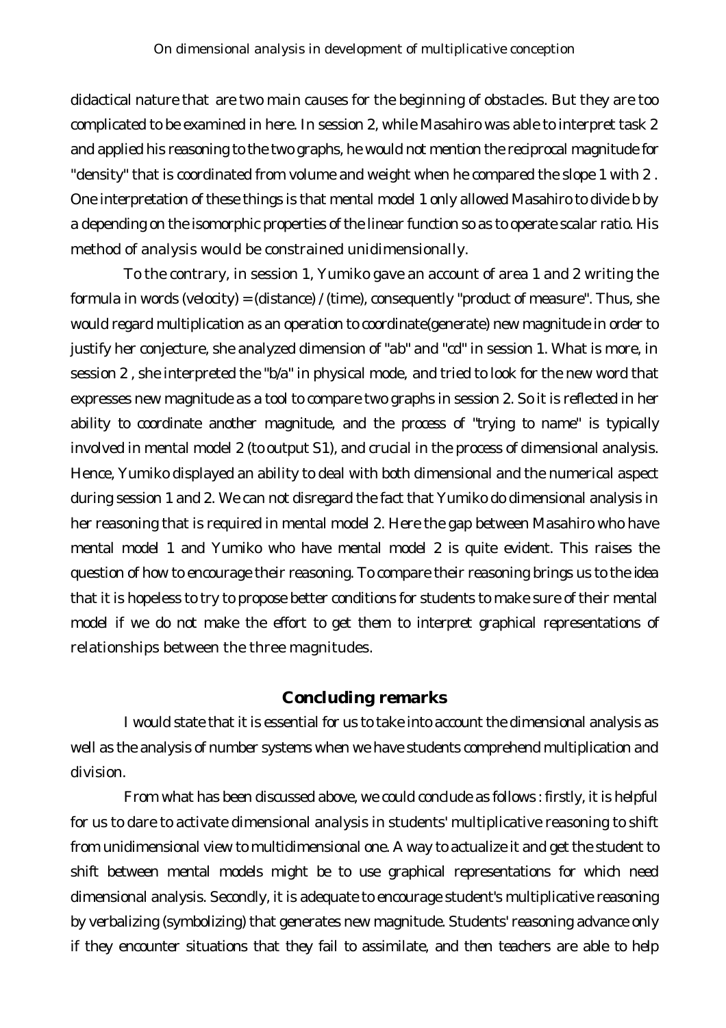didactical nature that are two main causes for the beginning of obstacles. But they are too complicated to be examined in here. In session 2, while Masahiro was able to interpret task 2 and applied his reasoning to the two graphs, he would not mention the reciprocal magnitude for "density" that is coordinated from volume and weight when he compared the slope 1 with 2 . One interpretation of these things is that mental model 1 only allowed Masahiro to divide b by a depending on the isomorphic properties of the linear function so as to operate scalar ratio. His method of analysis would be constrained unidimensionally.

To the contrary, in session 1, Yumiko gave an account of area 1 and 2 writing the formula in words (velocity) = (distance) / (time), consequently "product of measure". Thus, she would regard multiplication as an operation to coordinate(generate) new magnitude in order to justify her conjecture, she analyzed dimension of "ab" and "cd" in session 1. What is more, in session 2 , she interpreted the "b/a" in physical mode, and tried to look for the new word that expresses new magnitude as a tool to compare two graphs in session 2. So it is reflected in her ability to coordinate another magnitude, and the process of "trying to name" is typically involved in mental model 2 (to output S1), and crucial in the process of dimensional analysis. Hence, Yumiko displayed an ability to deal with both dimensional and the numerical aspect during session 1 and 2. We can not disregard the fact that Yumiko do dimensional analysis in her reasoning that is required in mental model 2. Here the gap between Masahiro who have mental model 1 and Yumiko who have mental model 2 is quite evident. This raises the question of how to encourage their reasoning. To compare their reasoning brings us to the idea that it is hopeless to try to propose better conditions for students to make sure of their mental model if we do not make the effort to get them to interpret graphical representations of relationships between the three magnitudes.

## Concluding remarks

I would state that it is essential for us to take into account the dimensional analysis as well as the analysis of number systems when we have students comprehend multiplication and division.

From what has been discussed above, we could conclude as follows : firstly, it is helpful for us to dare to activate dimensional analysis in students' multiplicative reasoning to shift from unidimensional view to multidimensional one. A way to actualize it and get the student to shift between mental models might be to use graphical representations for which need dimensional analysis. Secondly, it is adequate to encourage student's multiplicative reasoning by verbalizing (symbolizing) that generates new magnitude. Students' reasoning advance only if they encounter situations that they fail to assimilate, and then teachers are able to help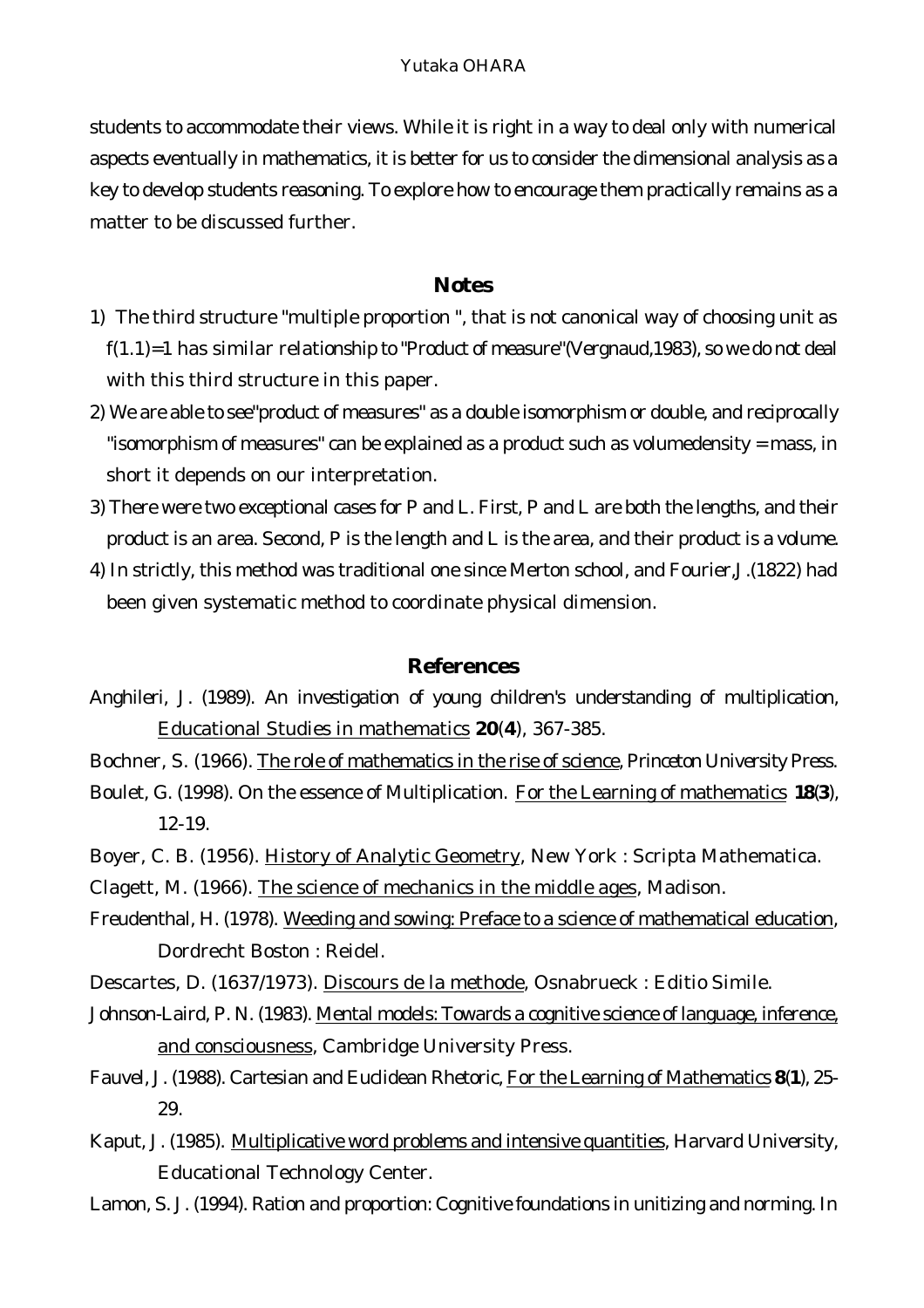students to accommodate their views. While it is right in a way to deal only with numerical aspects eventually in mathematics, it is better for us to consider the dimensional analysis as a key to develop students reasoning. To explore how to encourage them practically remains as a matter to be discussed further.

## Notes

1) The third structure "multiple proportion ", that is not canonical way of choosing unit as f(1.1)=1 has similar relationship to "Product of measure"(Vergnaud,1983), so we do not deal with this third structure in this paper.

2) We are able to see"product of measures" as a double isomorphism or double, and reciprocally "isomorphism of measures" can be explained as a product such as volumedensity = mass, in short it depends on our interpretation.

3) There were two exceptional cases for P and L. First, P and L are both the lengths, and their product is an area. Second, P is the length and L is the area, and their product is a volume.

4) In strictly, this method was traditional one since Merton school, and Fourier,J.(1822) had been given systematic method to coordinate physical dimension.

## References

Anghileri, J. (1989). An investigation of young children's understanding of multiplication, Educational Studies in mathematics **20**(**4**), 367-385.

Bochner, S. (1966). The role of mathematics in the rise of science, Princeton University Press.

Boulet, G. (1998). On the essence of Multiplication. For the Learning of mathematics **18**(**3**), 12-19.

Boyer, C. B. (1956). History of Analytic Geometry, New York : Scripta Mathematica.

Clagett, M. (1966). The science of mechanics in the middle ages, Madison.

Freudenthal, H. (1978). Weeding and sowing: Preface to a science of mathematical education, Dordrecht Boston : Reidel.

Descartes, D. (1637/1973). Discours de la methode, Osnabrueck : Editio Simile.

Johnson-Laird, P. N. (1983). Mental models: Towards a cognitive science of language, inference, and consciousness, Cambridge University Press.

Fauvel, J. (1988). Cartesian and Euclidean Rhetoric, For the Learning of Mathematics **8**(**1**), 25-29.

Kaput, J. (1985). Multiplicative word problems and intensive quantities, Harvard University, Educational Technology Center.

Lamon, S. J. (1994). Ration and proportion: Cognitive foundations in unitizing and norming. In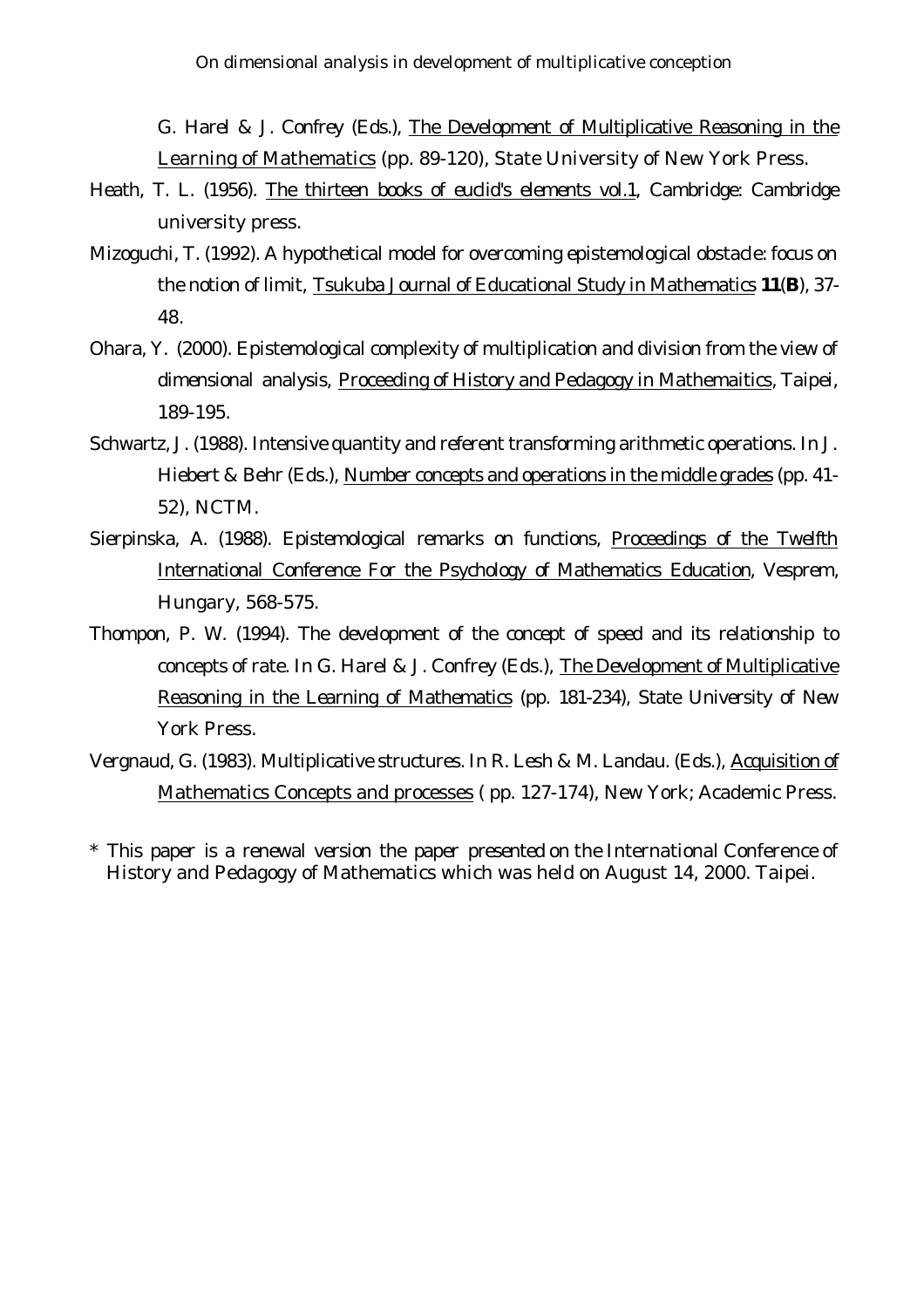G. Harel & J. Confrey (Eds.), The Development of Multiplicative Reasoning in the Learning of Mathematics (pp. 89-120), State University of New York Press.

Heath, T. L. (1956). The thirteen books of euclid's elements vol.1, Cambridge: Cambridge university press.

Mizoguchi, T. (1992). A hypothetical model for overcoming epistemological obstacle: focus on the notion of limit, Tsukuba Journal of Educational Study in Mathematics **11**(**B**), 37-48.

Ohara, Y. (2000). Epistemological complexity of multiplication and division from the view of dimensional analysis, Proceeding of History and Pedagogy in Mathemaitics, Taipei, 189-195.

Schwartz, J. (1988). Intensive quantity and referent transforming arithmetic operations. In J. Hiebert & Behr (Eds.), Number concepts and operations in the middle grades (pp. 41-52), NCTM.

Sierpinska, A. (1988). Epistemological remarks on functions, Proceedings of the Twelfth International Conference For the Psychology of Mathematics Education, Vesprem, Hungary, 568-575.

Thompon, P. W. (1994). The development of the concept of speed and its relationship to concepts of rate. In G. Harel & J. Confrey (Eds.), The Development of Multiplicative Reasoning in the Learning of Mathematics (pp. 181-234), State University of New York Press.

Vergnaud, G. (1983). Multiplicative structures. In R. Lesh & M. Landau. (Eds.), Acquisition of Mathematics Concepts and processes ( pp. 127-174), New York; Academic Press.

* This paper is a renewal version the paper presented on the International Conference of History and Pedagogy of Mathematics which was held on August 14, 2000. Taipei.